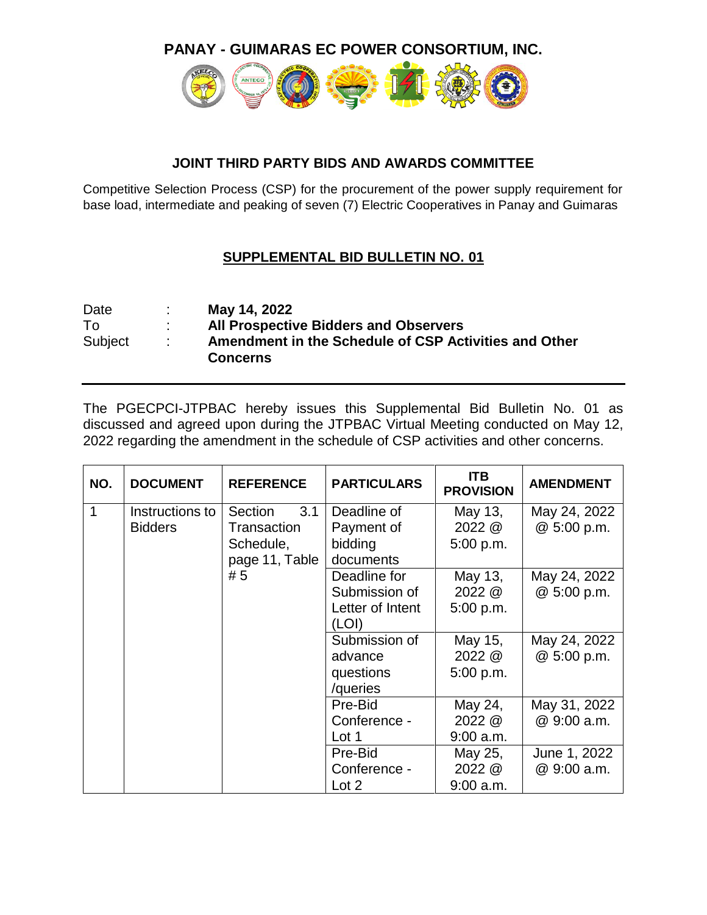# PANAY - GUIMARAS EC POWER CONSORTIUM, INC.

## JOINT THIRD PARTY BIDS AND AWARDS COMMITTEE

Competitive Selection Process (CSP) for the procurement of the power supply requirement for base load, intermediate and peaking of seven (7) Electric Cooperatives in Panay and Guimaras

## SUPPLEMENTAL BID BULLETIN NO. 01

| | | |
|---|---|---|
| Date | : | **May 14, 2022** |
| To | : | **All Prospective Bidders and Observers** |
| Subject | : | **Amendment in the Schedule of CSP Activities and Other Concerns** |

---

The PGECPCI-JTPBAC hereby issues this Supplemental Bid Bulletin No. 01 as discussed and agreed upon during the JTPBAC Virtual Meeting conducted on May 12, 2022 regarding the amendment in the schedule of CSP activities and other concerns.

| NO. | DOCUMENT | REFERENCE | PARTICULARS | ITB PROVISION | AMENDMENT |
|---|---|---|---|---|---|
| 1 | Instructions to Bidders | Section 3.1 Transaction Schedule, page 11, Table # 5 | Deadline of Payment of bidding documents | May 13, 2022 @ 5:00 p.m. | May 24, 2022 @ 5:00 p.m. |
| | | | Deadline for Submission of Letter of Intent (LOI) | May 13, 2022 @ 5:00 p.m. | May 24, 2022 @ 5:00 p.m. |
| | | | Submission of advance questions /queries | May 15, 2022 @ 5:00 p.m. | May 24, 2022 @ 5:00 p.m. |
| | | | Pre-Bid Conference - Lot 1 | May 24, 2022 @ 9:00 a.m. | May 31, 2022 @ 9:00 a.m. |
| | | | Pre-Bid Conference - Lot 2 | May 25, 2022 @ 9:00 a.m. | June 1, 2022 @ 9:00 a.m. |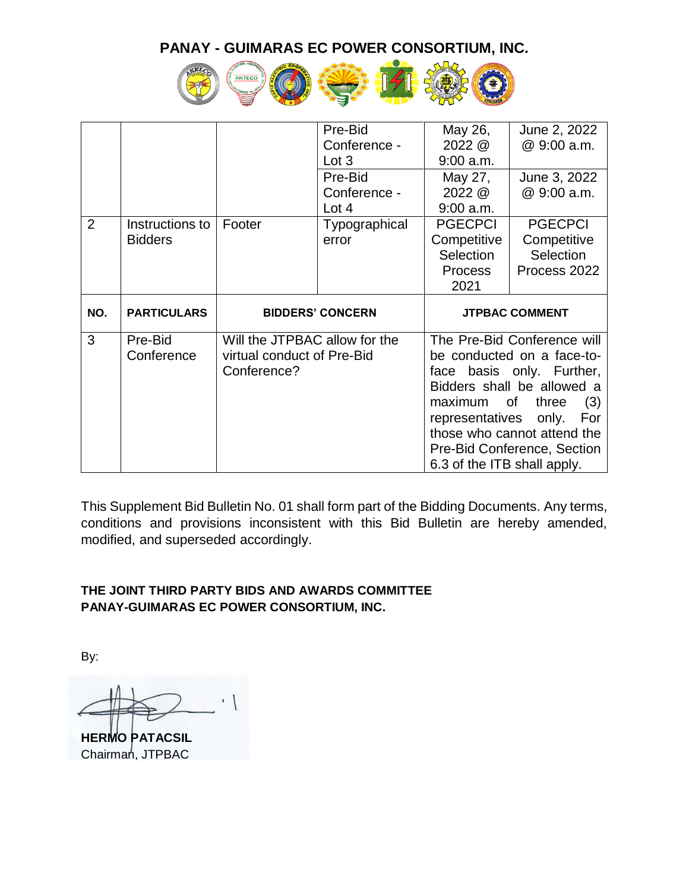# PANAY - GUIMARAS EC POWER CONSORTIUM, INC.

| | | | | | |
|---|---|---|---|---|---|
| | | | Pre-Bid Conference - Lot 3 | May 26, 2022 @ 9:00 a.m. | June 2, 2022 @ 9:00 a.m. |
| | | | Pre-Bid Conference - Lot 4 | May 27, 2022 @ 9:00 a.m. | June 3, 2022 @ 9:00 a.m. |
| 2 | Instructions to Bidders | Footer | Typographical error | PGECPCI Competitive Selection Process 2021 | PGECPCI Competitive Selection Process 2022 |

| NO. | PARTICULARS | BIDDERS' CONCERN | JTPBAC COMMENT |
|---|---|---|---|
| 3 | Pre-Bid Conference | Will the JTPBAC allow for the virtual conduct of Pre-Bid Conference? | The Pre-Bid Conference will be conducted on a face-to-face basis only. Further, Bidders shall be allowed a maximum of three (3) representatives only. For those who cannot attend the Pre-Bid Conference, Section 6.3 of the ITB shall apply. |

This Supplement Bid Bulletin No. 01 shall form part of the Bidding Documents. Any terms, conditions and provisions inconsistent with this Bid Bulletin are hereby amended, modified, and superseded accordingly.

**THE JOINT THIRD PARTY BIDS AND AWARDS COMMITTEE**
**PANAY-GUIMARAS EC POWER CONSORTIUM, INC.**

By:

**HERMO PATACSIL**
Chairman, JTPBAC